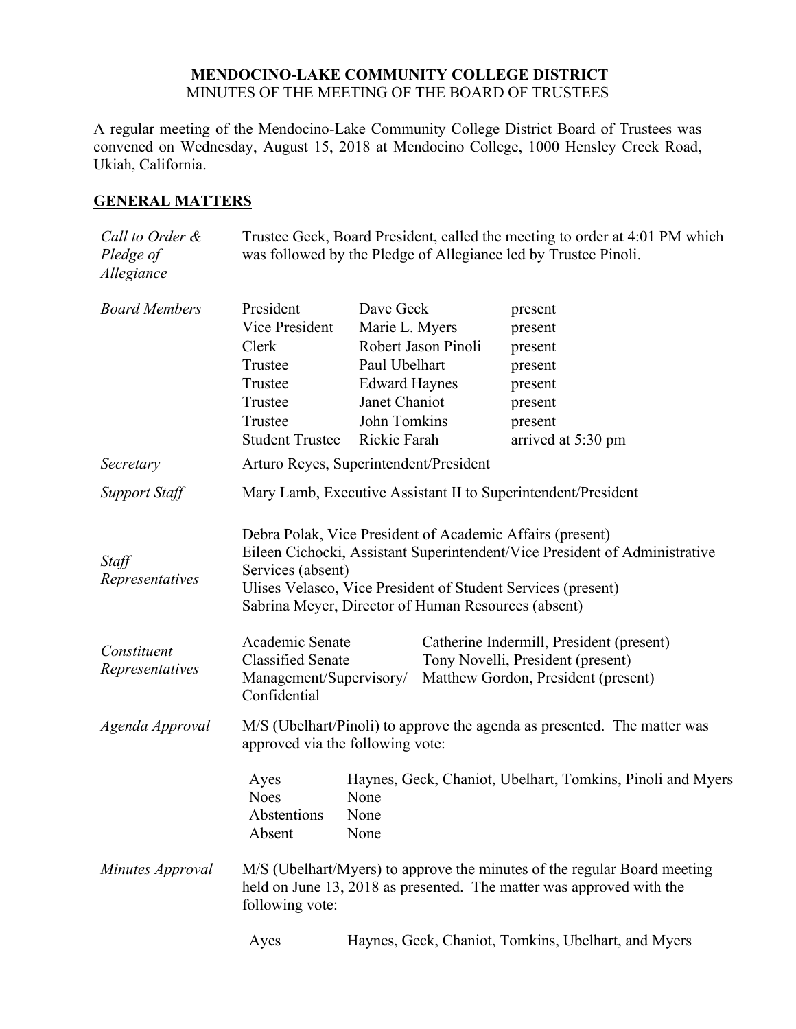**MENDOCINO-LAKE COMMUNITY COLLEGE DISTRICT**
MINUTES OF THE MEETING OF THE BOARD OF TRUSTEES

A regular meeting of the Mendocino-Lake Community College District Board of Trustees was convened on Wednesday, August 15, 2018 at Mendocino College, 1000 Hensley Creek Road, Ukiah, California.

## GENERAL MATTERS

*Call to Order & Pledge of Allegiance*

Trustee Geck, Board President, called the meeting to order at 4:01 PM which was followed by the Pledge of Allegiance led by Trustee Pinoli.

*Board Members*

| | | |
|---|---|---|
| President | Dave Geck | present |
| Vice President | Marie L. Myers | present |
| Clerk | Robert Jason Pinoli | present |
| Trustee | Paul Ubelhart | present |
| Trustee | Edward Haynes | present |
| Trustee | Janet Chaniot | present |
| Trustee | John Tomkins | present |
| Student Trustee | Rickie Farah | arrived at 5:30 pm |

*Secretary*

Arturo Reyes, Superintendent/President

*Support Staff*

Mary Lamb, Executive Assistant II to Superintendent/President

*Staff Representatives*

Debra Polak, Vice President of Academic Affairs (present)
Eileen Cichocki, Assistant Superintendent/Vice President of Administrative Services (absent)
Ulises Velasco, Vice President of Student Services (present)
Sabrina Meyer, Director of Human Resources (absent)

*Constituent Representatives*

| | |
|---|---|
| Academic Senate | Catherine Indermill, President (present) |
| Classified Senate | Tony Novelli, President (present) |
| Management/Supervisory/ Confidential | Matthew Gordon, President (present) |

*Agenda Approval*

M/S (Ubelhart/Pinoli) to approve the agenda as presented. The matter was approved via the following vote:

| | |
|---|---|
| Ayes | Haynes, Geck, Chaniot, Ubelhart, Tomkins, Pinoli and Myers |
| Noes | None |
| Abstentions | None |
| Absent | None |

*Minutes Approval*

M/S (Ubelhart/Myers) to approve the minutes of the regular Board meeting held on June 13, 2018 as presented. The matter was approved with the following vote:

| | |
|---|---|
| Ayes | Haynes, Geck, Chaniot, Tomkins, Ubelhart, and Myers |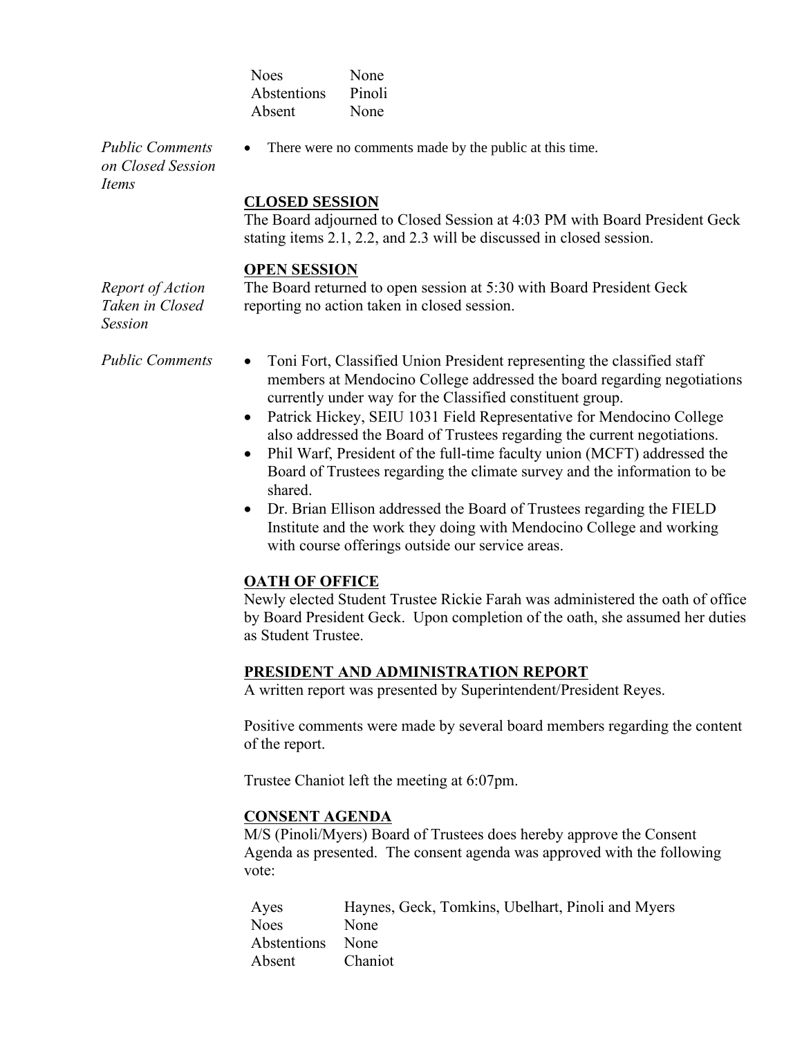| | |
|---|---|
| Noes | None |
| Abstentions | Pinoli |
| Absent | None |

*Public Comments on Closed Session Items*

- There were no comments made by the public at this time.

**CLOSED SESSION**

The Board adjourned to Closed Session at 4:03 PM with Board President Geck stating items 2.1, 2.2, and 2.3 will be discussed in closed session.

**OPEN SESSION**

*Report of Action Taken in Closed Session*

The Board returned to open session at 5:30 with Board President Geck reporting no action taken in closed session.

*Public Comments*

- Toni Fort, Classified Union President representing the classified staff members at Mendocino College addressed the board regarding negotiations currently under way for the Classified constituent group.
- Patrick Hickey, SEIU 1031 Field Representative for Mendocino College also addressed the Board of Trustees regarding the current negotiations.
- Phil Warf, President of the full-time faculty union (MCFT) addressed the Board of Trustees regarding the climate survey and the information to be shared.
- Dr. Brian Ellison addressed the Board of Trustees regarding the FIELD Institute and the work they doing with Mendocino College and working with course offerings outside our service areas.

**OATH OF OFFICE**

Newly elected Student Trustee Rickie Farah was administered the oath of office by Board President Geck. Upon completion of the oath, she assumed her duties as Student Trustee.

**PRESIDENT AND ADMINISTRATION REPORT**

A written report was presented by Superintendent/President Reyes.

Positive comments were made by several board members regarding the content of the report.

Trustee Chaniot left the meeting at 6:07pm.

**CONSENT AGENDA**

M/S (Pinoli/Myers) Board of Trustees does hereby approve the Consent Agenda as presented. The consent agenda was approved with the following vote:

| | |
|---|---|
| Ayes | Haynes, Geck, Tomkins, Ubelhart, Pinoli and Myers |
| Noes | None |
| Abstentions | None |
| Absent | Chaniot |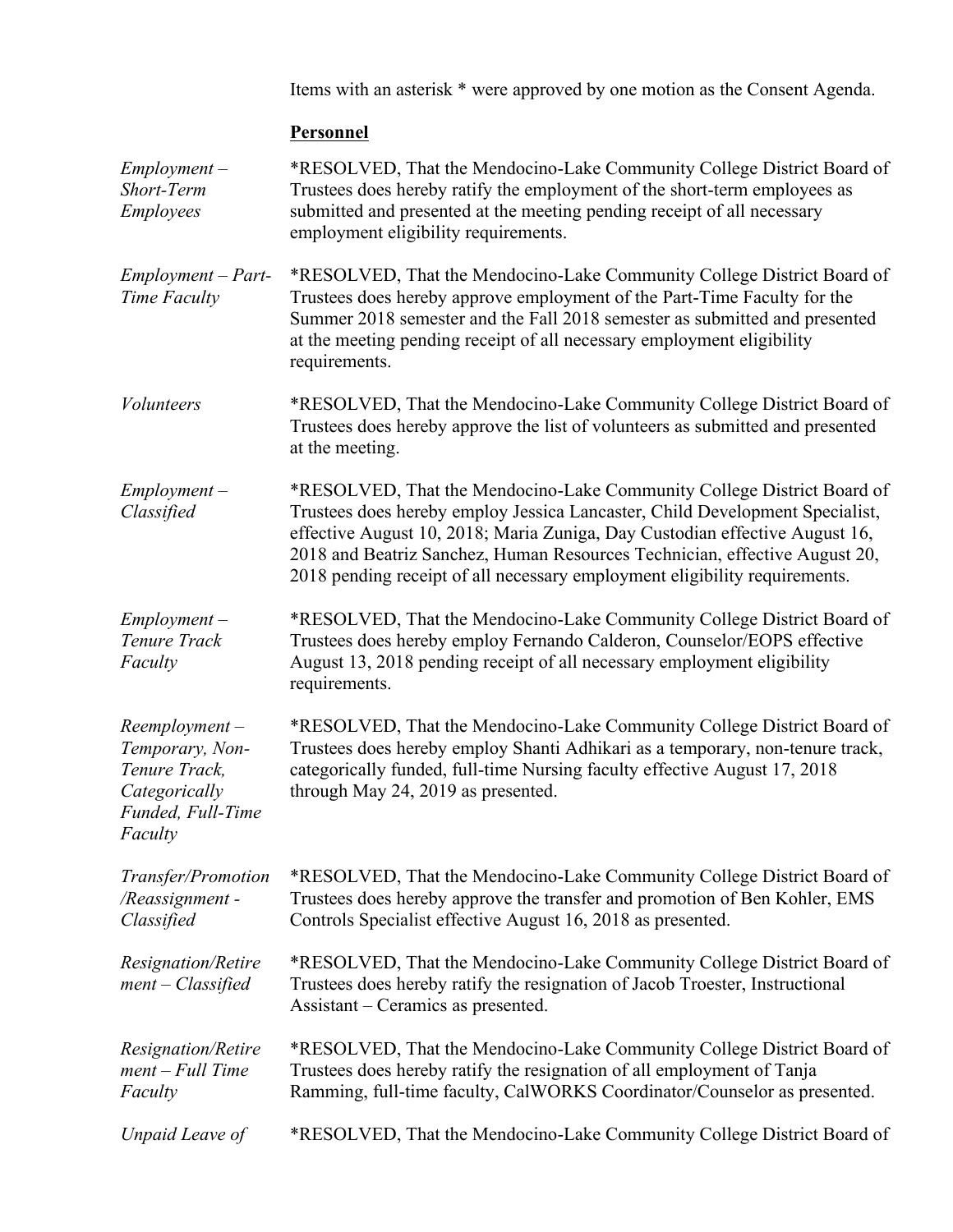Items with an asterisk * were approved by one motion as the Consent Agenda.

**Personnel**

*Employment – Short-Term Employees*

*RESOLVED, That the Mendocino-Lake Community College District Board of Trustees does hereby ratify the employment of the short-term employees as submitted and presented at the meeting pending receipt of all necessary employment eligibility requirements.

*Employment – Part-Time Faculty*

*RESOLVED, That the Mendocino-Lake Community College District Board of Trustees does hereby approve employment of the Part-Time Faculty for the Summer 2018 semester and the Fall 2018 semester as submitted and presented at the meeting pending receipt of all necessary employment eligibility requirements.

*Volunteers*

*RESOLVED, That the Mendocino-Lake Community College District Board of Trustees does hereby approve the list of volunteers as submitted and presented at the meeting.

*Employment – Classified*

*RESOLVED, That the Mendocino-Lake Community College District Board of Trustees does hereby employ Jessica Lancaster, Child Development Specialist, effective August 10, 2018; Maria Zuniga, Day Custodian effective August 16, 2018 and Beatriz Sanchez, Human Resources Technician, effective August 20, 2018 pending receipt of all necessary employment eligibility requirements.

*Employment – Tenure Track Faculty*

*RESOLVED, That the Mendocino-Lake Community College District Board of Trustees does hereby employ Fernando Calderon, Counselor/EOPS effective August 13, 2018 pending receipt of all necessary employment eligibility requirements.

*Reemployment – Temporary, Non-Tenure Track, Categorically Funded, Full-Time Faculty*

*RESOLVED, That the Mendocino-Lake Community College District Board of Trustees does hereby employ Shanti Adhikari as a temporary, non-tenure track, categorically funded, full-time Nursing faculty effective August 17, 2018 through May 24, 2019 as presented.

*Transfer/Promotion/Reassignment - Classified*

*RESOLVED, That the Mendocino-Lake Community College District Board of Trustees does hereby approve the transfer and promotion of Ben Kohler, EMS Controls Specialist effective August 16, 2018 as presented.

*Resignation/Retirement – Classified*

*RESOLVED, That the Mendocino-Lake Community College District Board of Trustees does hereby ratify the resignation of Jacob Troester, Instructional Assistant – Ceramics as presented.

*Resignation/Retirement – Full Time Faculty*

*RESOLVED, That the Mendocino-Lake Community College District Board of Trustees does hereby ratify the resignation of all employment of Tanja Ramming, full-time faculty, CalWORKS Coordinator/Counselor as presented.

*Unpaid Leave of*

*RESOLVED, That the Mendocino-Lake Community College District Board of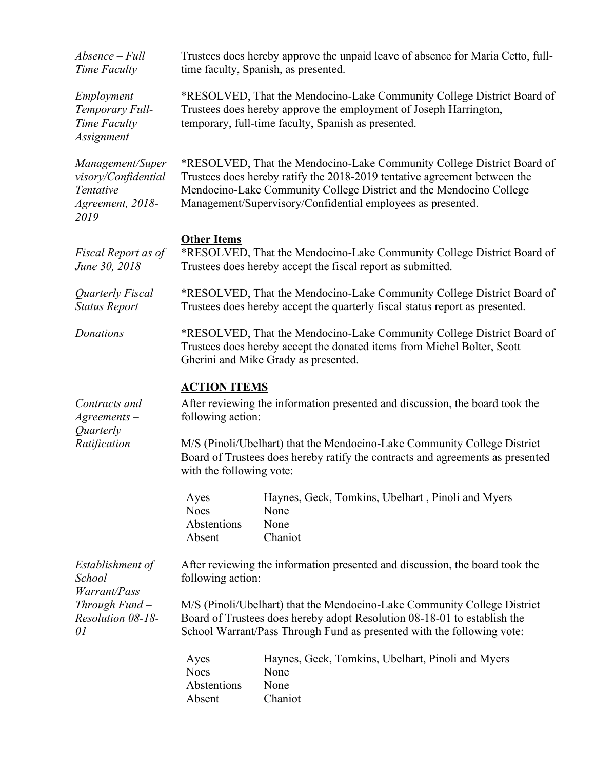*Absence – Full Time Faculty*

Trustees does hereby approve the unpaid leave of absence for Maria Cetto, full-time faculty, Spanish, as presented.

*Employment – Temporary Full-Time Faculty Assignment*

*RESOLVED, That the Mendocino-Lake Community College District Board of Trustees does hereby approve the employment of Joseph Harrington, temporary, full-time faculty, Spanish as presented.

*Management/Supervisory/Confidential Tentative Agreement, 2018-2019*

*RESOLVED, That the Mendocino-Lake Community College District Board of Trustees does hereby ratify the 2018-2019 tentative agreement between the Mendocino-Lake Community College District and the Mendocino College Management/Supervisory/Confidential employees as presented.

**Other Items**

*Fiscal Report as of June 30, 2018*

*RESOLVED, That the Mendocino-Lake Community College District Board of Trustees does hereby accept the fiscal report as submitted.

*Quarterly Fiscal Status Report*

*RESOLVED, That the Mendocino-Lake Community College District Board of Trustees does hereby accept the quarterly fiscal status report as presented.

*Donations*

*RESOLVED, That the Mendocino-Lake Community College District Board of Trustees does hereby accept the donated items from Michel Bolter, Scott Gherini and Mike Grady as presented.

**ACTION ITEMS**

*Contracts and Agreements – Quarterly Ratification*

After reviewing the information presented and discussion, the board took the following action:

M/S (Pinoli/Ubelhart) that the Mendocino-Lake Community College District Board of Trustees does hereby ratify the contracts and agreements as presented with the following vote:

| | |
|---|---|
| Ayes | Haynes, Geck, Tomkins, Ubelhart , Pinoli and Myers |
| Noes | None |
| Abstentions | None |
| Absent | Chaniot |

*Establishment of School Warrant/Pass Through Fund – Resolution 08-18-01*

After reviewing the information presented and discussion, the board took the following action:

M/S (Pinoli/Ubelhart) that the Mendocino-Lake Community College District Board of Trustees does hereby adopt Resolution 08-18-01 to establish the School Warrant/Pass Through Fund as presented with the following vote:

| | |
|---|---|
| Ayes | Haynes, Geck, Tomkins, Ubelhart, Pinoli and Myers |
| Noes | None |
| Abstentions | None |
| Absent | Chaniot |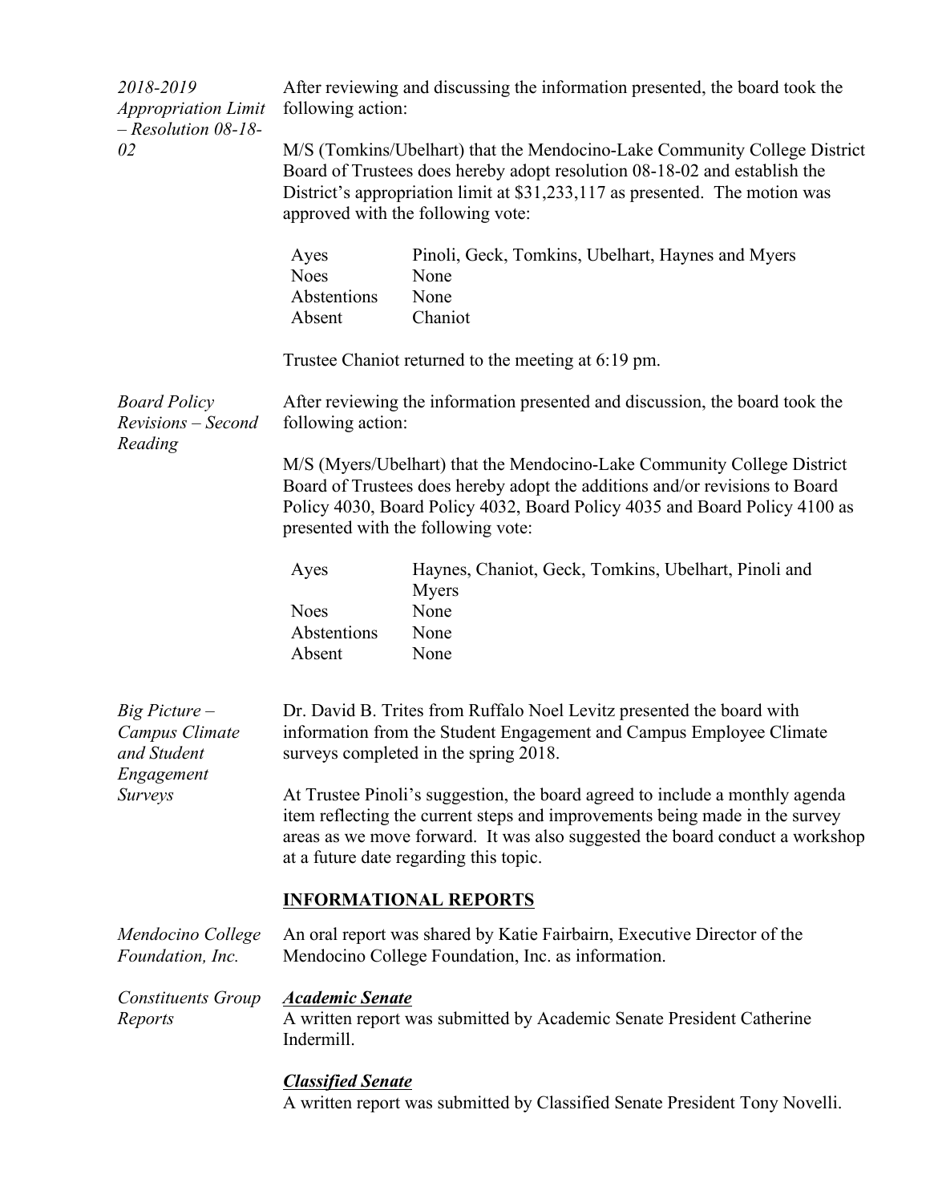*2018-2019 Appropriation Limit – Resolution 08-18-02*

After reviewing and discussing the information presented, the board took the following action:

M/S (Tomkins/Ubelhart) that the Mendocino-Lake Community College District Board of Trustees does hereby adopt resolution 08-18-02 and establish the District's appropriation limit at $31,233,117 as presented. The motion was approved with the following vote:

| | |
|---|---|
| Ayes | Pinoli, Geck, Tomkins, Ubelhart, Haynes and Myers |
| Noes | None |
| Abstentions | None |
| Absent | Chaniot |

Trustee Chaniot returned to the meeting at 6:19 pm.

*Board Policy Revisions – Second Reading*

After reviewing the information presented and discussion, the board took the following action:

M/S (Myers/Ubelhart) that the Mendocino-Lake Community College District Board of Trustees does hereby adopt the additions and/or revisions to Board Policy 4030, Board Policy 4032, Board Policy 4035 and Board Policy 4100 as presented with the following vote:

| | |
|---|---|
| Ayes | Haynes, Chaniot, Geck, Tomkins, Ubelhart, Pinoli and Myers |
| Noes | None |
| Abstentions | None |
| Absent | None |

*Big Picture – Campus Climate and Student Engagement Surveys*

Dr. David B. Trites from Ruffalo Noel Levitz presented the board with information from the Student Engagement and Campus Employee Climate surveys completed in the spring 2018.

At Trustee Pinoli's suggestion, the board agreed to include a monthly agenda item reflecting the current steps and improvements being made in the survey areas as we move forward. It was also suggested the board conduct a workshop at a future date regarding this topic.

## INFORMATIONAL REPORTS

*Mendocino College Foundation, Inc.*

An oral report was shared by Katie Fairbairn, Executive Director of the Mendocino College Foundation, Inc. as information.

*Constituents Group Reports*

***Academic Senate***

A written report was submitted by Academic Senate President Catherine Indermill.

***Classified Senate***

A written report was submitted by Classified Senate President Tony Novelli.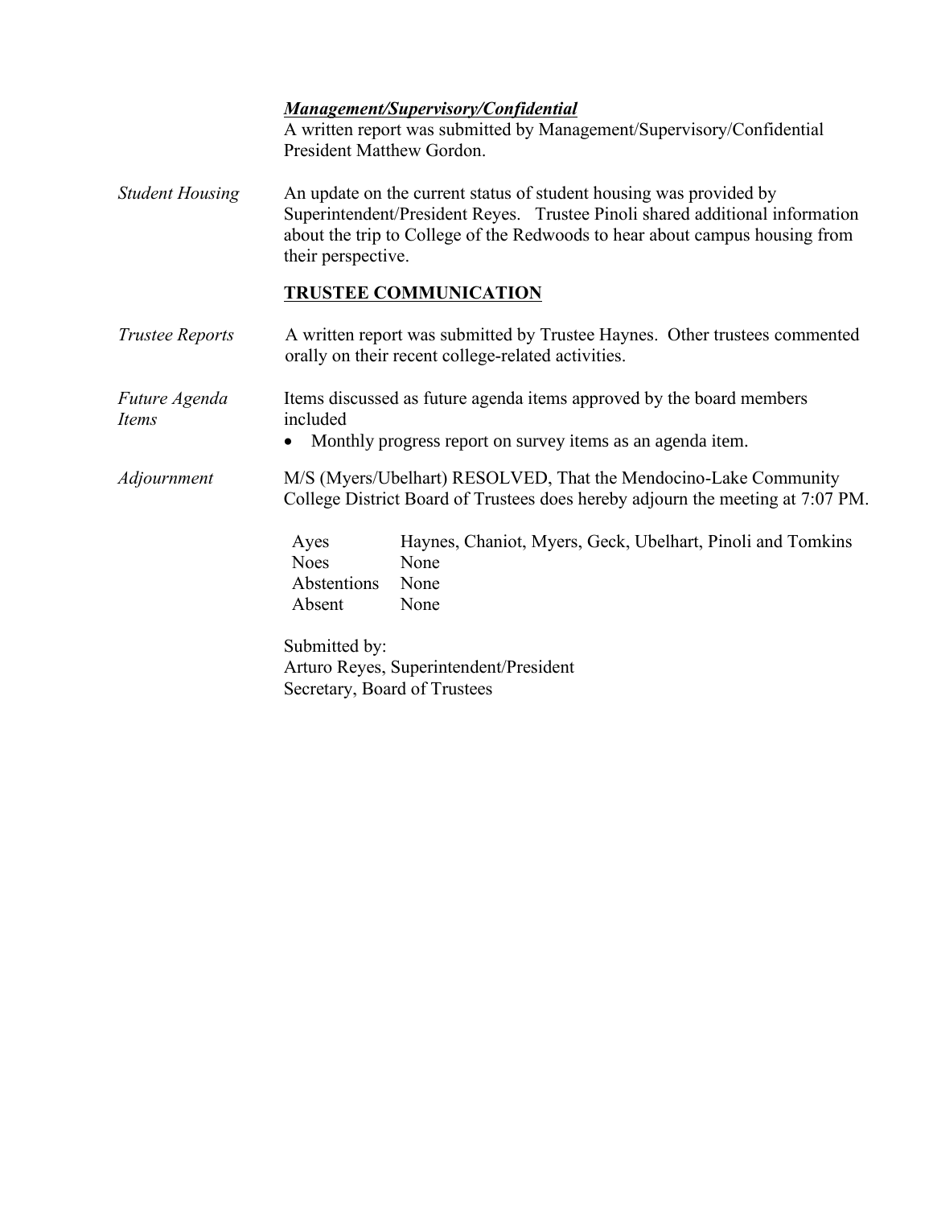***Management/Supervisory/Confidential***

A written report was submitted by Management/Supervisory/Confidential President Matthew Gordon.

*Student Housing*

An update on the current status of student housing was provided by Superintendent/President Reyes. Trustee Pinoli shared additional information about the trip to College of the Redwoods to hear about campus housing from their perspective.

**TRUSTEE COMMUNICATION**

*Trustee Reports*

A written report was submitted by Trustee Haynes. Other trustees commented orally on their recent college-related activities.

*Future Agenda Items*

Items discussed as future agenda items approved by the board members included

- Monthly progress report on survey items as an agenda item.

*Adjournment*

M/S (Myers/Ubelhart) RESOLVED, That the Mendocino-Lake Community College District Board of Trustees does hereby adjourn the meeting at 7:07 PM.

| | |
|---|---|
| Ayes | Haynes, Chaniot, Myers, Geck, Ubelhart, Pinoli and Tomkins |
| Noes | None |
| Abstentions | None |
| Absent | None |

Submitted by:
Arturo Reyes, Superintendent/President
Secretary, Board of Trustees